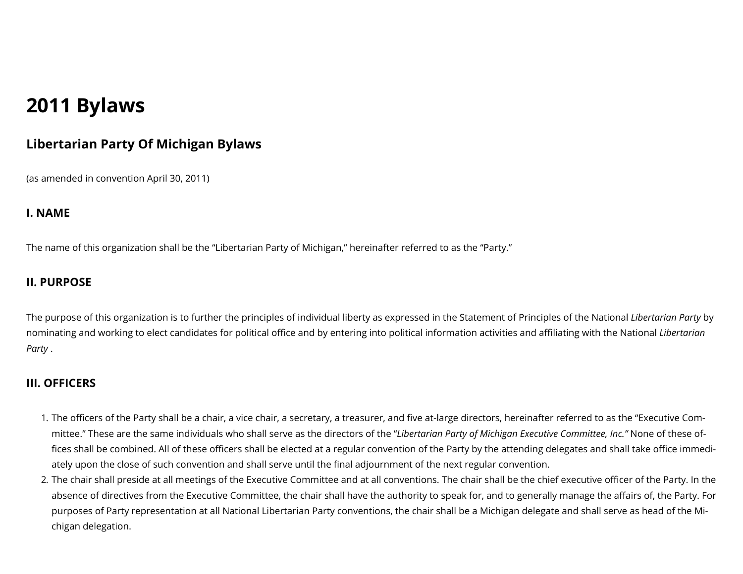# 2011 Bylaws

## Libertarian Party Of Michigan Bylaws

(as amended in convention April 30, 2011)

### I. NAME

The name of this organization shall be the "Libertarian Party of Michigan," hereinafter referred to as the "Party."

### II. PURPOSE

The purpose of this organization is to further the principles of individual liberty as expressed in the Statement of Principles of the National *Libertarian Party* by nominating and working to elect candidates for political office and by entering into political information activities and affiliating with the National *Libertarian Party* .

### III. OFFICERS

1. The officers of the Party shall be a chair, a vice chair, a secretary, a treasurer, and five at-large directors, hereinafter referred to as the "Executive Committee." These are the same individuals who shall serve as the directors of the "*Libertarian Party of Michigan Executive Committee, Inc."* None of these offices shall be combined. All of these officers shall be elected at a regular convention of the Party by the attending delegates and shall take office immediately upon the close of such convention and shall serve until the final adjournment of the next regular convention.
2. The chair shall preside at all meetings of the Executive Committee and at all conventions. The chair shall be the chief executive officer of the Party. In the absence of directives from the Executive Committee, the chair shall have the authority to speak for, and to generally manage the affairs of, the Party. For purposes of Party representation at all National Libertarian Party conventions, the chair shall be a Michigan delegate and shall serve as head of the Michigan delegation.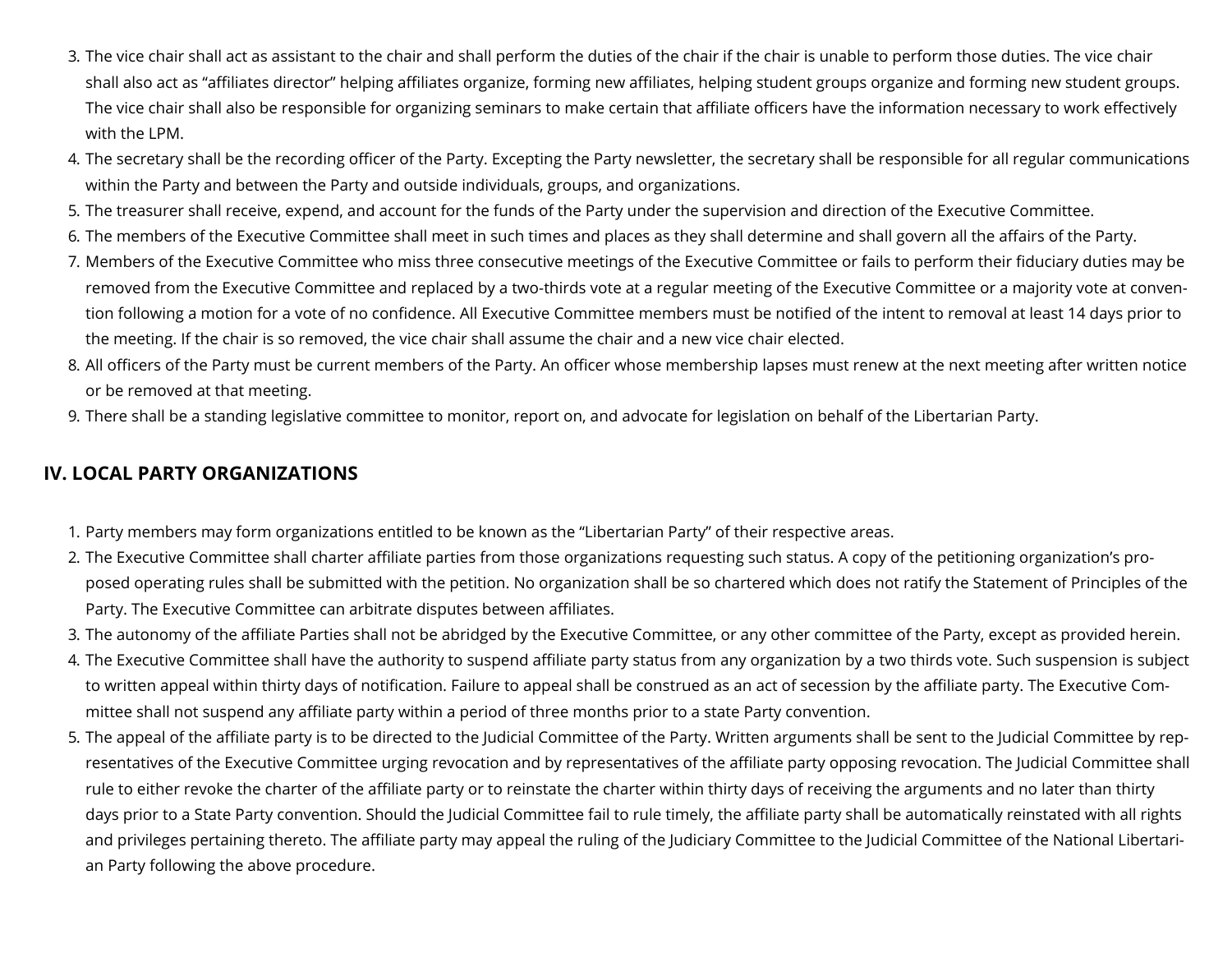3. The vice chair shall act as assistant to the chair and shall perform the duties of the chair if the chair is unable to perform those duties. The vice chair shall also act as "affiliates director" helping affiliates organize, forming new affiliates, helping student groups organize and forming new student groups. The vice chair shall also be responsible for organizing seminars to make certain that affiliate officers have the information necessary to work effectively with the LPM.
4. The secretary shall be the recording officer of the Party. Excepting the Party newsletter, the secretary shall be responsible for all regular communications within the Party and between the Party and outside individuals, groups, and organizations.
5. The treasurer shall receive, expend, and account for the funds of the Party under the supervision and direction of the Executive Committee.
6. The members of the Executive Committee shall meet in such times and places as they shall determine and shall govern all the affairs of the Party.
7. Members of the Executive Committee who miss three consecutive meetings of the Executive Committee or fails to perform their fiduciary duties may be removed from the Executive Committee and replaced by a two-thirds vote at a regular meeting of the Executive Committee or a majority vote at convention following a motion for a vote of no confidence. All Executive Committee members must be notified of the intent to removal at least 14 days prior to the meeting. If the chair is so removed, the vice chair shall assume the chair and a new vice chair elected.
8. All officers of the Party must be current members of the Party. An officer whose membership lapses must renew at the next meeting after written notice or be removed at that meeting.
9. There shall be a standing legislative committee to monitor, report on, and advocate for legislation on behalf of the Libertarian Party.

## IV. LOCAL PARTY ORGANIZATIONS

1. Party members may form organizations entitled to be known as the "Libertarian Party" of their respective areas.
2. The Executive Committee shall charter affiliate parties from those organizations requesting such status. A copy of the petitioning organization's proposed operating rules shall be submitted with the petition. No organization shall be so chartered which does not ratify the Statement of Principles of the Party. The Executive Committee can arbitrate disputes between affiliates.
3. The autonomy of the affiliate Parties shall not be abridged by the Executive Committee, or any other committee of the Party, except as provided herein.
4. The Executive Committee shall have the authority to suspend affiliate party status from any organization by a two thirds vote. Such suspension is subject to written appeal within thirty days of notification. Failure to appeal shall be construed as an act of secession by the affiliate party. The Executive Committee shall not suspend any affiliate party within a period of three months prior to a state Party convention.
5. The appeal of the affiliate party is to be directed to the Judicial Committee of the Party. Written arguments shall be sent to the Judicial Committee by representatives of the Executive Committee urging revocation and by representatives of the affiliate party opposing revocation. The Judicial Committee shall rule to either revoke the charter of the affiliate party or to reinstate the charter within thirty days of receiving the arguments and no later than thirty days prior to a State Party convention. Should the Judicial Committee fail to rule timely, the affiliate party shall be automatically reinstated with all rights and privileges pertaining thereto. The affiliate party may appeal the ruling of the Judiciary Committee to the Judicial Committee of the National Libertarian Party following the above procedure.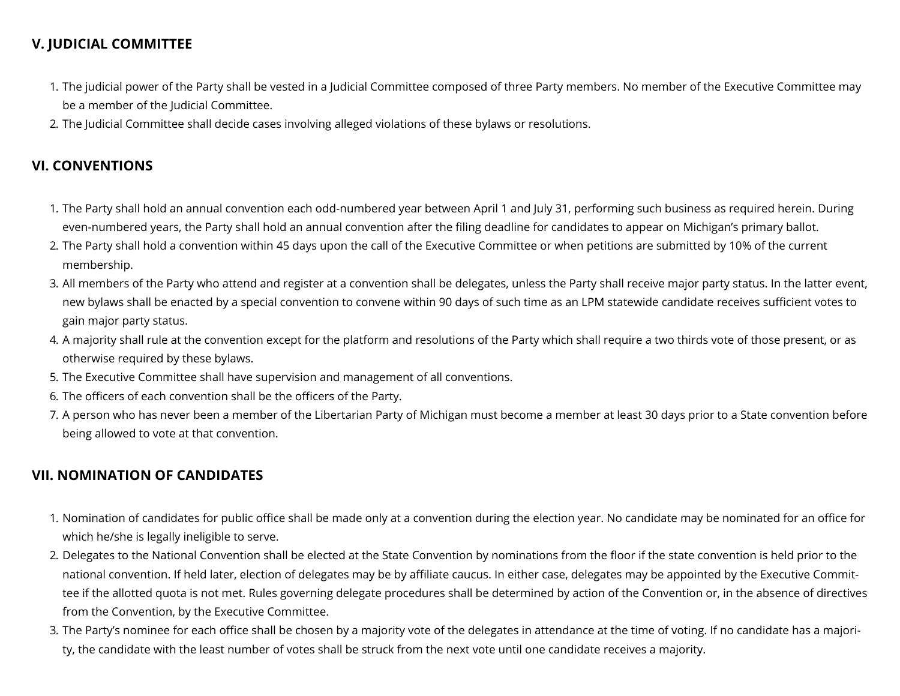## V. JUDICIAL COMMITTEE

1. The judicial power of the Party shall be vested in a Judicial Committee composed of three Party members. No member of the Executive Committee may be a member of the Judicial Committee.
2. The Judicial Committee shall decide cases involving alleged violations of these bylaws or resolutions.

## VI. CONVENTIONS

1. The Party shall hold an annual convention each odd-numbered year between April 1 and July 31, performing such business as required herein. During even-numbered years, the Party shall hold an annual convention after the filing deadline for candidates to appear on Michigan's primary ballot.
2. The Party shall hold a convention within 45 days upon the call of the Executive Committee or when petitions are submitted by 10% of the current membership.
3. All members of the Party who attend and register at a convention shall be delegates, unless the Party shall receive major party status. In the latter event, new bylaws shall be enacted by a special convention to convene within 90 days of such time as an LPM statewide candidate receives sufficient votes to gain major party status.
4. A majority shall rule at the convention except for the platform and resolutions of the Party which shall require a two thirds vote of those present, or as otherwise required by these bylaws.
5. The Executive Committee shall have supervision and management of all conventions.
6. The officers of each convention shall be the officers of the Party.
7. A person who has never been a member of the Libertarian Party of Michigan must become a member at least 30 days prior to a State convention before being allowed to vote at that convention.

## VII. NOMINATION OF CANDIDATES

1. Nomination of candidates for public office shall be made only at a convention during the election year. No candidate may be nominated for an office for which he/she is legally ineligible to serve.
2. Delegates to the National Convention shall be elected at the State Convention by nominations from the floor if the state convention is held prior to the national convention. If held later, election of delegates may be by affiliate caucus. In either case, delegates may be appointed by the Executive Committee if the allotted quota is not met. Rules governing delegate procedures shall be determined by action of the Convention or, in the absence of directives from the Convention, by the Executive Committee.
3. The Party's nominee for each office shall be chosen by a majority vote of the delegates in attendance at the time of voting. If no candidate has a majority, the candidate with the least number of votes shall be struck from the next vote until one candidate receives a majority.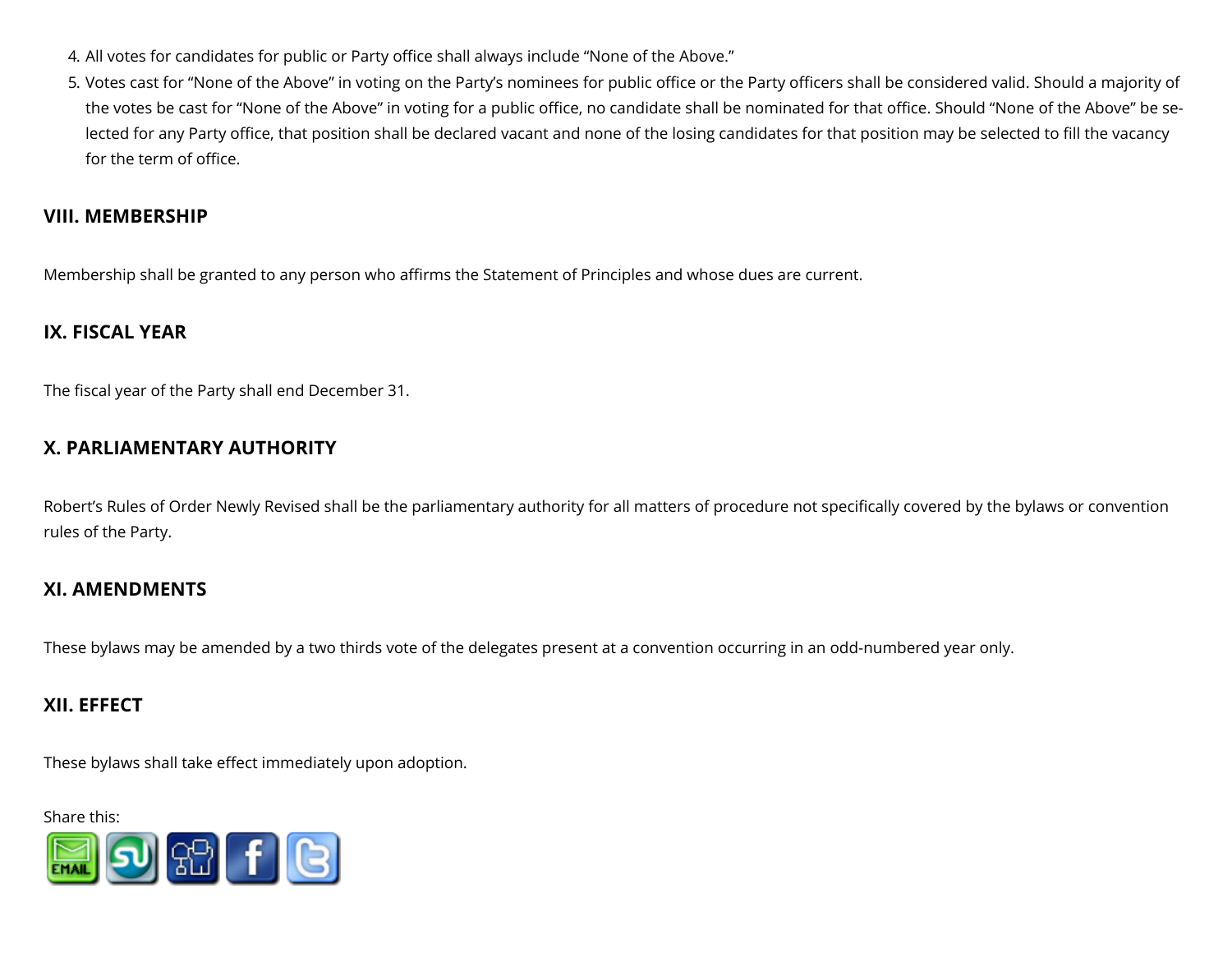4. All votes for candidates for public or Party office shall always include “None of the Above.”
5. Votes cast for “None of the Above” in voting on the Party’s nominees for public office or the Party officers shall be considered valid. Should a majority of the votes be cast for “None of the Above” in voting for a public office, no candidate shall be nominated for that office. Should “None of the Above” be selected for any Party office, that position shall be declared vacant and none of the losing candidates for that position may be selected to fill the vacancy for the term of office.

### VIII. MEMBERSHIP

Membership shall be granted to any person who affirms the Statement of Principles and whose dues are current.

### IX. FISCAL YEAR

The fiscal year of the Party shall end December 31.

### X. PARLIAMENTARY AUTHORITY

Robert’s Rules of Order Newly Revised shall be the parliamentary authority for all matters of procedure not specifically covered by the bylaws or convention rules of the Party.

### XI. AMENDMENTS

These bylaws may be amended by a two thirds vote of the delegates present at a convention occurring in an odd-numbered year only.

### XII. EFFECT

These bylaws shall take effect immediately upon adoption.

Share this: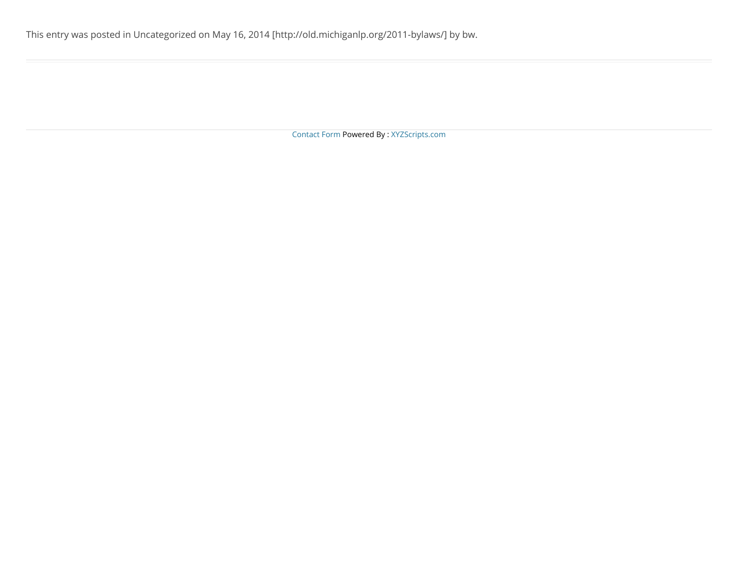This entry was posted in Uncategorized on May 16, 2014 [http://old.michiganlp.org/2011-bylaws/] by bw.

---

---

Contact Form Powered By : XYZScripts.com